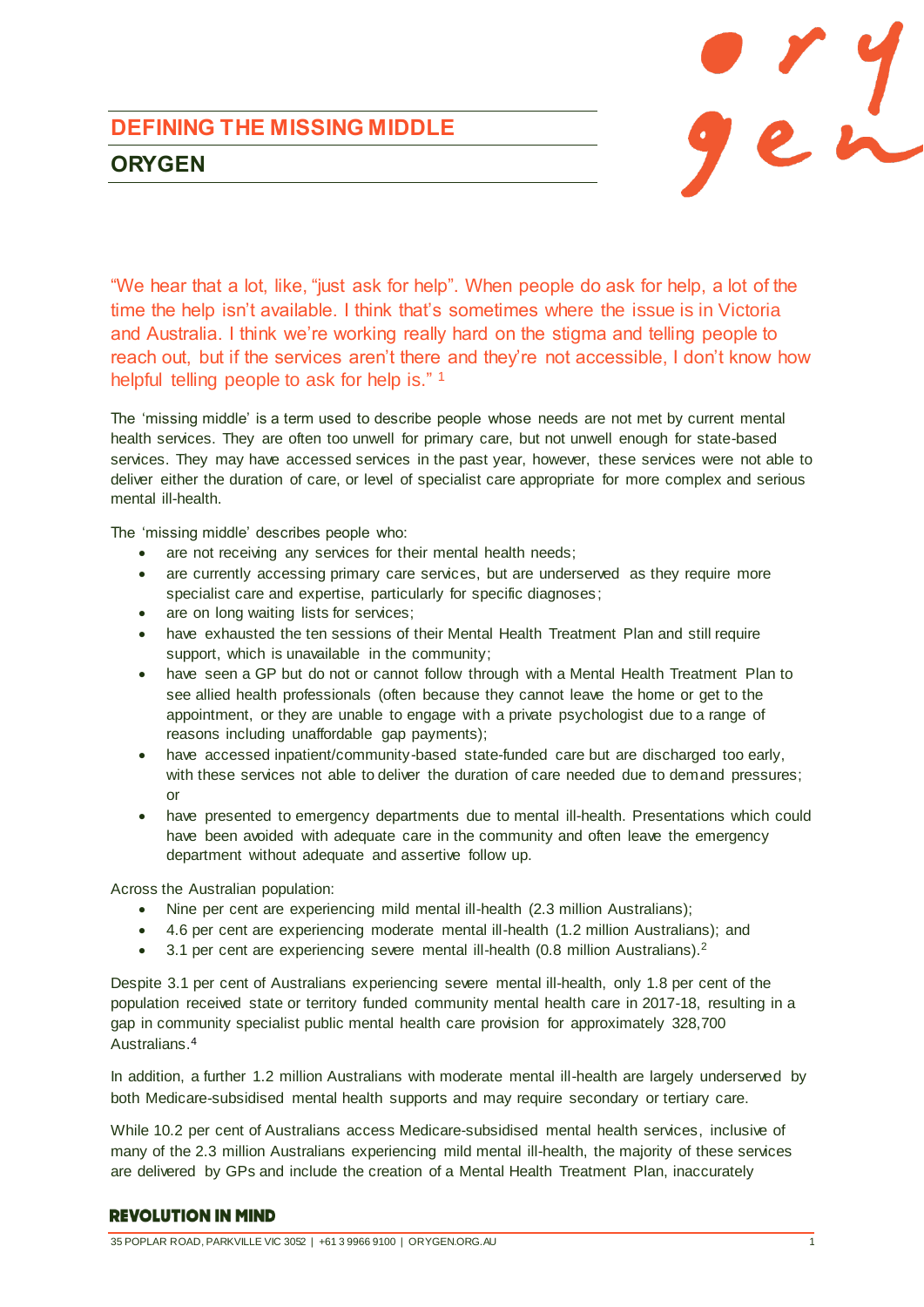# DEFINING THE MISSING MIDDLE

## ORYGEN

"We hear that a lot, like, "just ask for help". When people do ask for help, a lot of the time the help isn't available. I think that's sometimes where the issue is in Victoria and Australia. I think we're working really hard on the stigma and telling people to reach out, but if the services aren't there and they're not accessible, I don't know how helpful telling people to ask for help is." [1]

The 'missing middle' is a term used to describe people whose needs are not met by current mental health services. They are often too unwell for primary care, but not unwell enough for state-based services. They may have accessed services in the past year, however, these services were not able to deliver either the duration of care, or level of specialist care appropriate for more complex and serious mental ill-health.

The 'missing middle' describes people who:

- are not receiving any services for their mental health needs;
- are currently accessing primary care services, but are underserved as they require more specialist care and expertise, particularly for specific diagnoses;
- are on long waiting lists for services;
- have exhausted the ten sessions of their Mental Health Treatment Plan and still require support, which is unavailable in the community;
- have seen a GP but do not or cannot follow through with a Mental Health Treatment Plan to see allied health professionals (often because they cannot leave the home or get to the appointment, or they are unable to engage with a private psychologist due to a range of reasons including unaffordable gap payments);
- have accessed inpatient/community-based state-funded care but are discharged too early, with these services not able to deliver the duration of care needed due to demand pressures; or
- have presented to emergency departments due to mental ill-health. Presentations which could have been avoided with adequate care in the community and often leave the emergency department without adequate and assertive follow up.

Across the Australian population:

- Nine per cent are experiencing mild mental ill-health (2.3 million Australians);
- 4.6 per cent are experiencing moderate mental ill-health (1.2 million Australians); and
- 3.1 per cent are experiencing severe mental ill-health (0.8 million Australians).[2]

Despite 3.1 per cent of Australians experiencing severe mental ill-health, only 1.8 per cent of the population received state or territory funded community mental health care in 2017-18, resulting in a gap in community specialist public mental health care provision for approximately 328,700 Australians.[4]

In addition, a further 1.2 million Australians with moderate mental ill-health are largely underserved by both Medicare-subsidised mental health supports and may require secondary or tertiary care.

While 10.2 per cent of Australians access Medicare-subsidised mental health services, inclusive of many of the 2.3 million Australians experiencing mild mental ill-health, the majority of these services are delivered by GPs and include the creation of a Mental Health Treatment Plan, inaccurately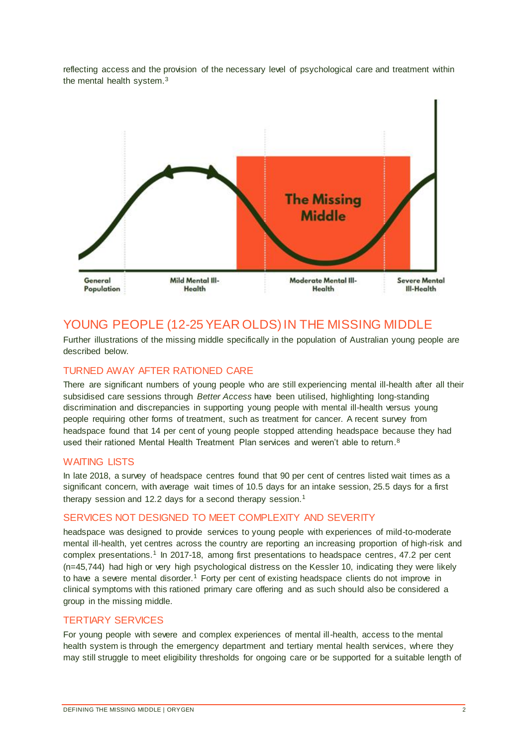reflecting access and the provision of the necessary level of psychological care and treatment within the mental health system.[3]

The Missing Middle

General Population | Mild Mental Ill-Health | Moderate Mental Ill-Health | Severe Mental Ill-Health

## YOUNG PEOPLE (12-25 YEAR OLDS) IN THE MISSING MIDDLE

Further illustrations of the missing middle specifically in the population of Australian young people are described below.

### TURNED AWAY AFTER RATIONED CARE

There are significant numbers of young people who are still experiencing mental ill-health after all their subsidised care sessions through *Better Access* have been utilised, highlighting long-standing discrimination and discrepancies in supporting young people with mental ill-health versus young people requiring other forms of treatment, such as treatment for cancer. A recent survey from headspace found that 14 per cent of young people stopped attending headspace because they had used their rationed Mental Health Treatment Plan services and weren't able to return.[8]

### WAITING LISTS

In late 2018, a survey of headspace centres found that 90 per cent of centres listed wait times as a significant concern, with average wait times of 10.5 days for an intake session, 25.5 days for a first therapy session and 12.2 days for a second therapy session.[1]

### SERVICES NOT DESIGNED TO MEET COMPLEXITY AND SEVERITY

headspace was designed to provide services to young people with experiences of mild-to-moderate mental ill-health, yet centres across the country are reporting an increasing proportion of high-risk and complex presentations.[1] In 2017-18, among first presentations to headspace centres, 47.2 per cent (n=45,744) had high or very high psychological distress on the Kessler 10, indicating they were likely to have a severe mental disorder.[1] Forty per cent of existing headspace clients do not improve in clinical symptoms with this rationed primary care offering and as such should also be considered a group in the missing middle.

### TERTIARY SERVICES

For young people with severe and complex experiences of mental ill-health, access to the mental health system is through the emergency department and tertiary mental health services, where they may still struggle to meet eligibility thresholds for ongoing care or be supported for a suitable length of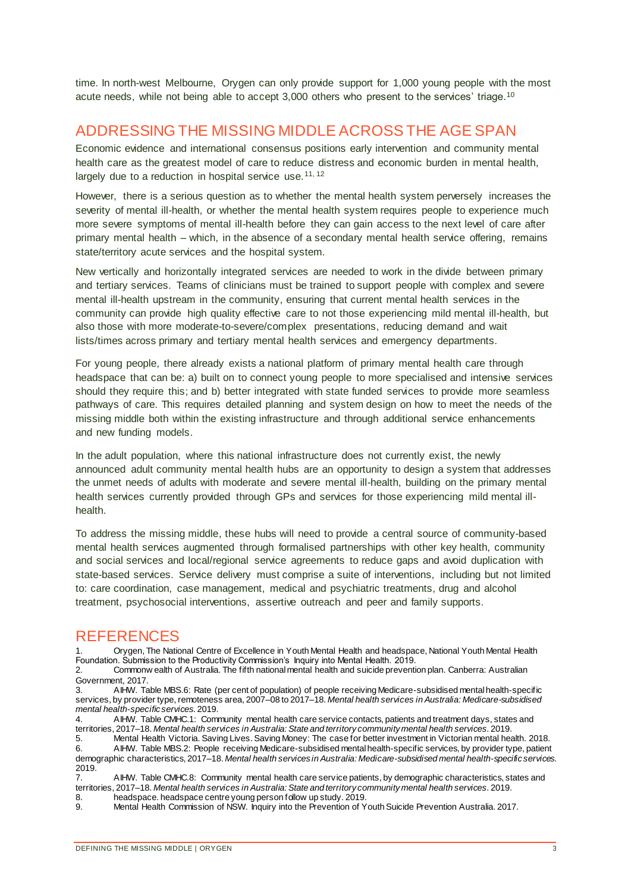time. In north-west Melbourne, Orygen can only provide support for 1,000 young people with the most acute needs, while not being able to accept 3,000 others who present to the services' triage.[10]

## ADDRESSING THE MISSING MIDDLE ACROSS THE AGE SPAN

Economic evidence and international consensus positions early intervention and community mental health care as the greatest model of care to reduce distress and economic burden in mental health, largely due to a reduction in hospital service use.[11, 12]

However, there is a serious question as to whether the mental health system perversely increases the severity of mental ill-health, or whether the mental health system requires people to experience much more severe symptoms of mental ill-health before they can gain access to the next level of care after primary mental health – which, in the absence of a secondary mental health service offering, remains state/territory acute services and the hospital system.

New vertically and horizontally integrated services are needed to work in the divide between primary and tertiary services. Teams of clinicians must be trained to support people with complex and severe mental ill-health upstream in the community, ensuring that current mental health services in the community can provide high quality effective care to not those experiencing mild mental ill-health, but also those with more moderate-to-severe/complex presentations, reducing demand and wait lists/times across primary and tertiary mental health services and emergency departments.

For young people, there already exists a national platform of primary mental health care through headspace that can be: a) built on to connect young people to more specialised and intensive services should they require this; and b) better integrated with state funded services to provide more seamless pathways of care. This requires detailed planning and system design on how to meet the needs of the missing middle both within the existing infrastructure and through additional service enhancements and new funding models.

In the adult population, where this national infrastructure does not currently exist, the newly announced adult community mental health hubs are an opportunity to design a system that addresses the unmet needs of adults with moderate and severe mental ill-health, building on the primary mental health services currently provided through GPs and services for those experiencing mild mental ill-health.

To address the missing middle, these hubs will need to provide a central source of community-based mental health services augmented through formalised partnerships with other key health, community and social services and local/regional service agreements to reduce gaps and avoid duplication with state-based services. Service delivery must comprise a suite of interventions, including but not limited to: care coordination, case management, medical and psychiatric treatments, drug and alcohol treatment, psychosocial interventions, assertive outreach and peer and family supports.

## REFERENCES

1. Orygen, The National Centre of Excellence in Youth Mental Health and headspace, National Youth Mental Health Foundation. Submission to the Productivity Commission's Inquiry into Mental Health. 2019.
2. Commonwealth of Australia. The fifth national mental health and suicide prevention plan. Canberra: Australian Government, 2017.
3. AIHW. Table MBS.6: Rate (per cent of population) of people receiving Medicare-subsidised mental health-specific services, by provider type, remoteness area, 2007–08 to 2017–18. *Mental health services in Australia: Medicare-subsidised mental health-specific services*. 2019.
4. AIHW. Table CMHC.1: Community mental health care service contacts, patients and treatment days, states and territories, 2017–18. *Mental health services in Australia: State and territory community mental health services*. 2019.
5. Mental Health Victoria. Saving Lives. Saving Money: The case for better investment in Victorian mental health. 2018.
6. AIHW. Table MBS.2: People receiving Medicare-subsidised mental health-specific services, by provider type, patient demographic characteristics, 2017–18. *Mental health services in Australia: Medicare-subsidised mental health-specific services*. 2019.
7. AIHW. Table CMHC.8: Community mental health care service patients, by demographic characteristics, states and territories, 2017–18. *Mental health services in Australia: State and territory community mental health services*. 2019.
8. headspace. headspace centre young person follow up study. 2019.
9. Mental Health Commission of NSW. Inquiry into the Prevention of Youth Suicide Prevention Australia. 2017.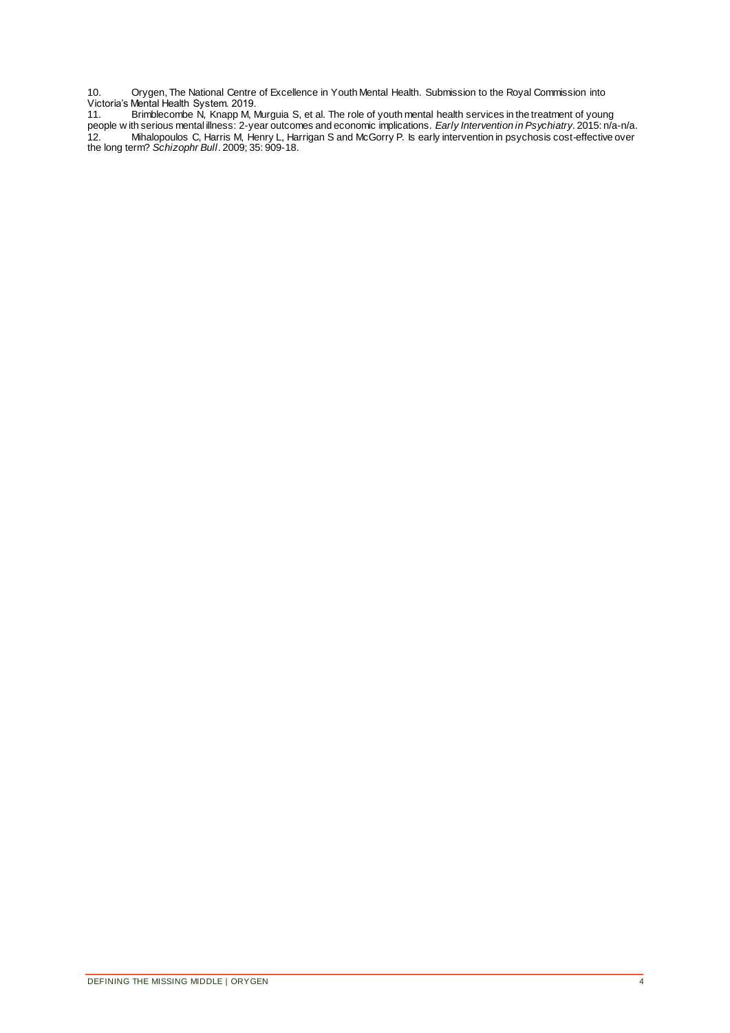10. Orygen, The National Centre of Excellence in Youth Mental Health. Submission to the Royal Commission into Victoria's Mental Health System. 2019.
11. Brimblecombe N, Knapp M, Murguia S, et al. The role of youth mental health services in the treatment of young people with serious mental illness: 2-year outcomes and economic implications. *Early Intervention in Psychiatry*. 2015: n/a-n/a.
12. Mihalopoulos C, Harris M, Henry L, Harrigan S and McGorry P. Is early intervention in psychosis cost-effective over the long term? *Schizophr Bull*. 2009; 35: 909-18.